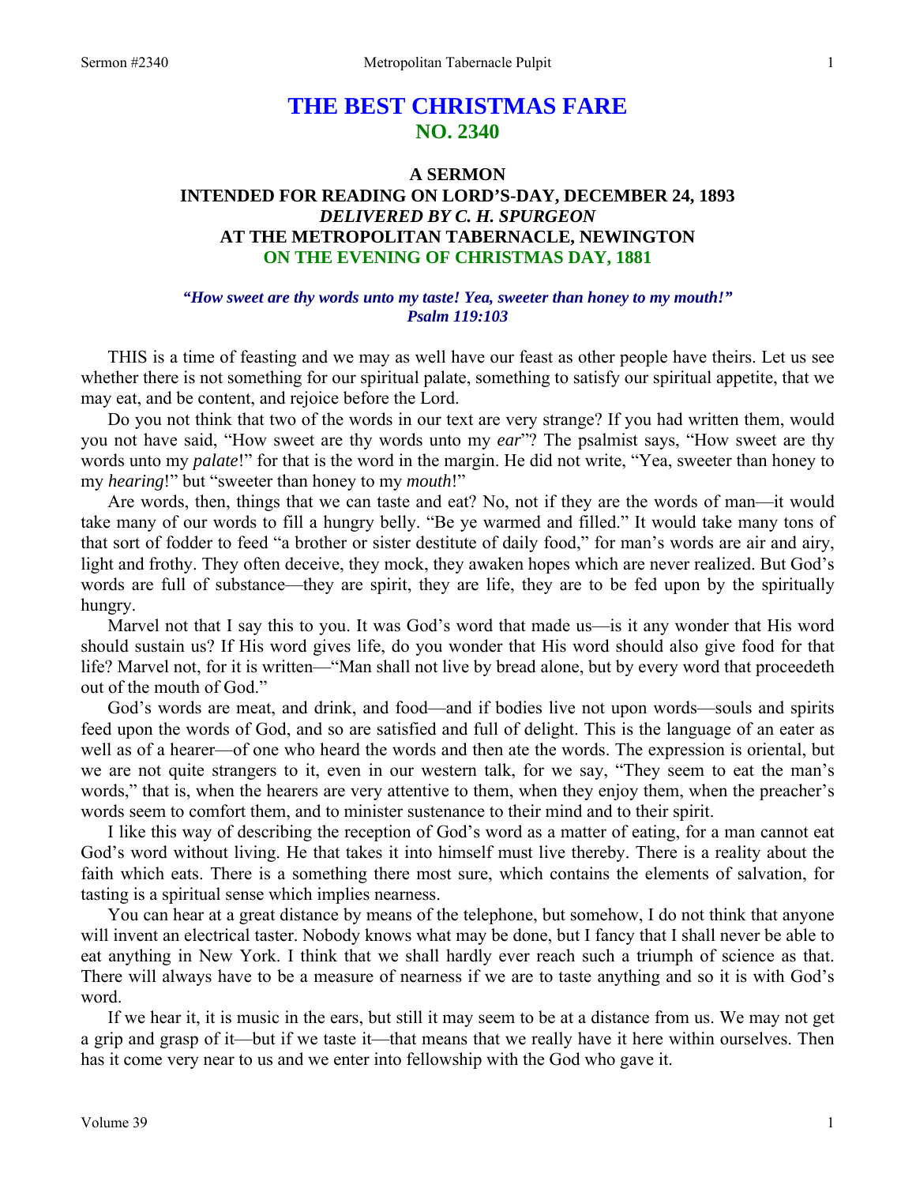# THE BEST CHRISTMAS FARE
## NO. 2340

### A SERMON
### INTENDED FOR READING ON LORD'S-DAY, DECEMBER 24, 1893
### *DELIVERED BY C. H. SPURGEON*
### AT THE METROPOLITAN TABERNACLE, NEWINGTON
### ON THE EVENING OF CHRISTMAS DAY, 1881

***"How sweet are thy words unto my taste! Yea, sweeter than honey to my mouth!"***
***Psalm 119:103***

THIS is a time of feasting and we may as well have our feast as other people have theirs. Let us see whether there is not something for our spiritual palate, something to satisfy our spiritual appetite, that we may eat, and be content, and rejoice before the Lord.

Do you not think that two of the words in our text are very strange? If you had written them, would you not have said, "How sweet are thy words unto my *ear*"? The psalmist says, "How sweet are thy words unto my *palate*!" for that is the word in the margin. He did not write, "Yea, sweeter than honey to my *hearing*!" but "sweeter than honey to my *mouth*!"

Are words, then, things that we can taste and eat? No, not if they are the words of man—it would take many of our words to fill a hungry belly. "Be ye warmed and filled." It would take many tons of that sort of fodder to feed "a brother or sister destitute of daily food," for man's words are air and airy, light and frothy. They often deceive, they mock, they awaken hopes which are never realized. But God's words are full of substance—they are spirit, they are life, they are to be fed upon by the spiritually hungry.

Marvel not that I say this to you. It was God's word that made us—is it any wonder that His word should sustain us? If His word gives life, do you wonder that His word should also give food for that life? Marvel not, for it is written—"Man shall not live by bread alone, but by every word that proceedeth out of the mouth of God."

God's words are meat, and drink, and food—and if bodies live not upon words—souls and spirits feed upon the words of God, and so are satisfied and full of delight. This is the language of an eater as well as of a hearer—of one who heard the words and then ate the words. The expression is oriental, but we are not quite strangers to it, even in our western talk, for we say, "They seem to eat the man's words," that is, when the hearers are very attentive to them, when they enjoy them, when the preacher's words seem to comfort them, and to minister sustenance to their mind and to their spirit.

I like this way of describing the reception of God's word as a matter of eating, for a man cannot eat God's word without living. He that takes it into himself must live thereby. There is a reality about the faith which eats. There is a something there most sure, which contains the elements of salvation, for tasting is a spiritual sense which implies nearness.

You can hear at a great distance by means of the telephone, but somehow, I do not think that anyone will invent an electrical taster. Nobody knows what may be done, but I fancy that I shall never be able to eat anything in New York. I think that we shall hardly ever reach such a triumph of science as that. There will always have to be a measure of nearness if we are to taste anything and so it is with God's word.

If we hear it, it is music in the ears, but still it may seem to be at a distance from us. We may not get a grip and grasp of it—but if we taste it—that means that we really have it here within ourselves. Then has it come very near to us and we enter into fellowship with the God who gave it.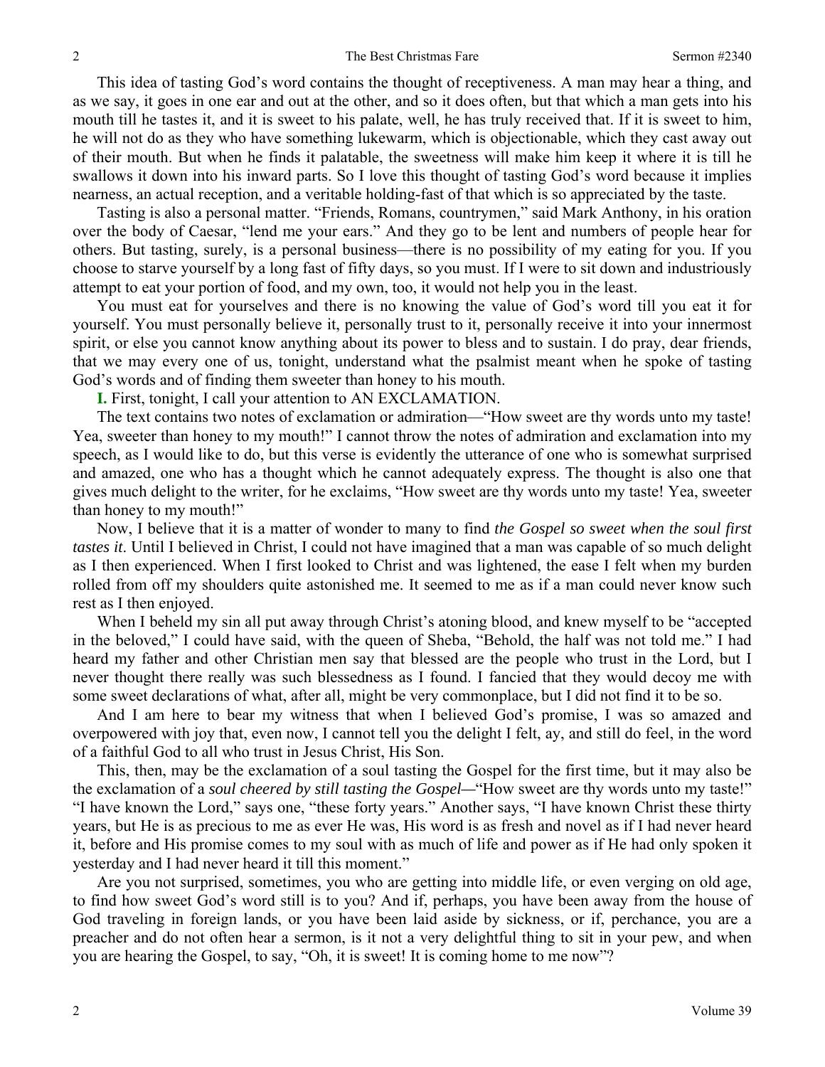This idea of tasting God's word contains the thought of receptiveness. A man may hear a thing, and as we say, it goes in one ear and out at the other, and so it does often, but that which a man gets into his mouth till he tastes it, and it is sweet to his palate, well, he has truly received that. If it is sweet to him, he will not do as they who have something lukewarm, which is objectionable, which they cast away out of their mouth. But when he finds it palatable, the sweetness will make him keep it where it is till he swallows it down into his inward parts. So I love this thought of tasting God's word because it implies nearness, an actual reception, and a veritable holding-fast of that which is so appreciated by the taste.

Tasting is also a personal matter. "Friends, Romans, countrymen," said Mark Anthony, in his oration over the body of Caesar, "lend me your ears." And they go to be lent and numbers of people hear for others. But tasting, surely, is a personal business—there is no possibility of my eating for you. If you choose to starve yourself by a long fast of fifty days, so you must. If I were to sit down and industriously attempt to eat your portion of food, and my own, too, it would not help you in the least.

You must eat for yourselves and there is no knowing the value of God's word till you eat it for yourself. You must personally believe it, personally trust to it, personally receive it into your innermost spirit, or else you cannot know anything about its power to bless and to sustain. I do pray, dear friends, that we may every one of us, tonight, understand what the psalmist meant when he spoke of tasting God's words and of finding them sweeter than honey to his mouth.

**I.** First, tonight, I call your attention to AN EXCLAMATION.

The text contains two notes of exclamation or admiration—"How sweet are thy words unto my taste! Yea, sweeter than honey to my mouth!" I cannot throw the notes of admiration and exclamation into my speech, as I would like to do, but this verse is evidently the utterance of one who is somewhat surprised and amazed, one who has a thought which he cannot adequately express. The thought is also one that gives much delight to the writer, for he exclaims, "How sweet are thy words unto my taste! Yea, sweeter than honey to my mouth!"

Now, I believe that it is a matter of wonder to many to find *the Gospel so sweet when the soul first tastes it*. Until I believed in Christ, I could not have imagined that a man was capable of so much delight as I then experienced. When I first looked to Christ and was lightened, the ease I felt when my burden rolled from off my shoulders quite astonished me. It seemed to me as if a man could never know such rest as I then enjoyed.

When I beheld my sin all put away through Christ's atoning blood, and knew myself to be "accepted in the beloved," I could have said, with the queen of Sheba, "Behold, the half was not told me." I had heard my father and other Christian men say that blessed are the people who trust in the Lord, but I never thought there really was such blessedness as I found. I fancied that they would decoy me with some sweet declarations of what, after all, might be very commonplace, but I did not find it to be so.

And I am here to bear my witness that when I believed God's promise, I was so amazed and overpowered with joy that, even now, I cannot tell you the delight I felt, ay, and still do feel, in the word of a faithful God to all who trust in Jesus Christ, His Son.

This, then, may be the exclamation of a soul tasting the Gospel for the first time, but it may also be the exclamation of a *soul cheered by still tasting the Gospel—*"How sweet are thy words unto my taste!" "I have known the Lord," says one, "these forty years." Another says, "I have known Christ these thirty years, but He is as precious to me as ever He was, His word is as fresh and novel as if I had never heard it, before and His promise comes to my soul with as much of life and power as if He had only spoken it yesterday and I had never heard it till this moment."

Are you not surprised, sometimes, you who are getting into middle life, or even verging on old age, to find how sweet God's word still is to you? And if, perhaps, you have been away from the house of God traveling in foreign lands, or you have been laid aside by sickness, or if, perchance, you are a preacher and do not often hear a sermon, is it not a very delightful thing to sit in your pew, and when you are hearing the Gospel, to say, "Oh, it is sweet! It is coming home to me now"?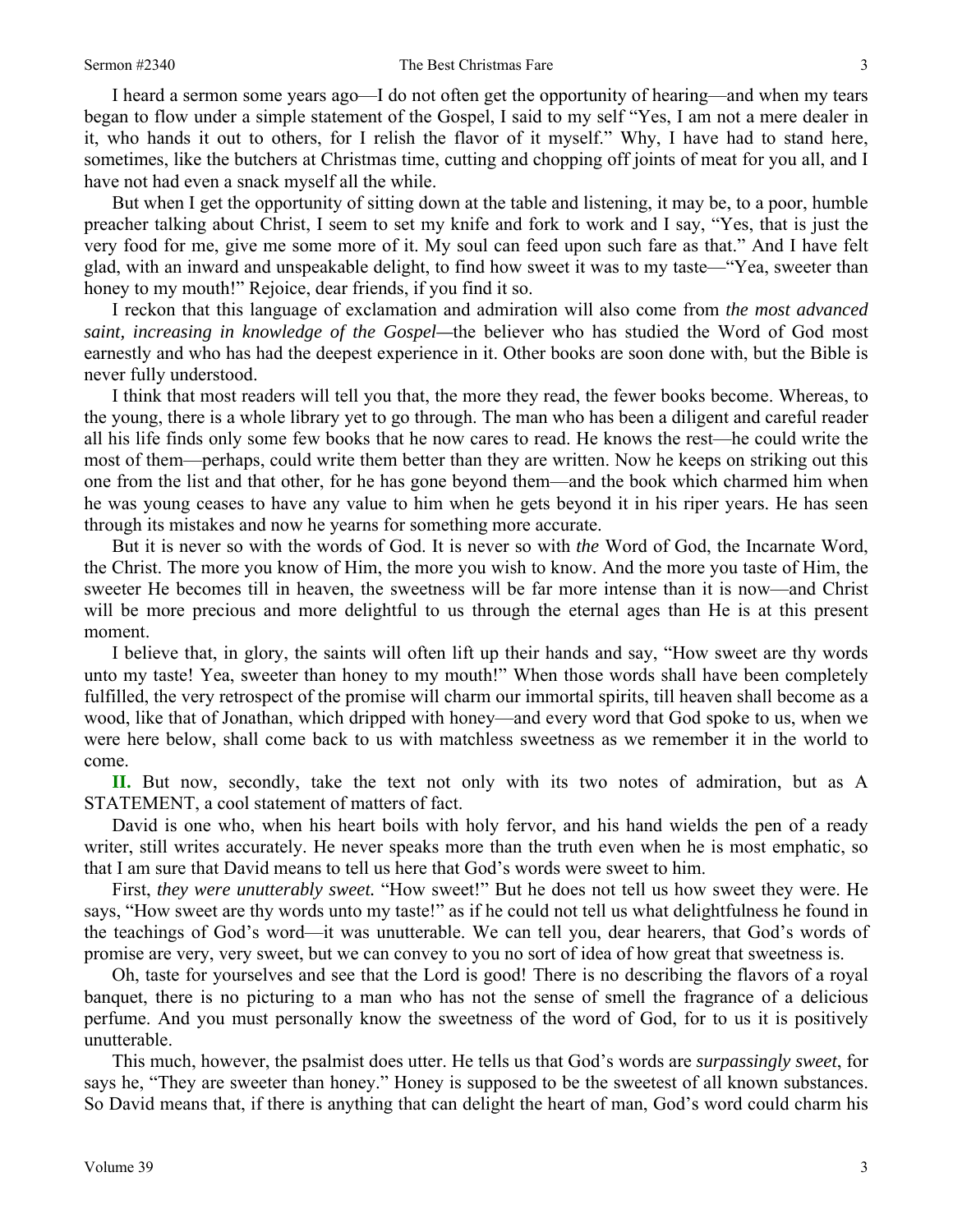I heard a sermon some years ago—I do not often get the opportunity of hearing—and when my tears began to flow under a simple statement of the Gospel, I said to my self "Yes, I am not a mere dealer in it, who hands it out to others, for I relish the flavor of it myself." Why, I have had to stand here, sometimes, like the butchers at Christmas time, cutting and chopping off joints of meat for you all, and I have not had even a snack myself all the while.

But when I get the opportunity of sitting down at the table and listening, it may be, to a poor, humble preacher talking about Christ, I seem to set my knife and fork to work and I say, "Yes, that is just the very food for me, give me some more of it. My soul can feed upon such fare as that." And I have felt glad, with an inward and unspeakable delight, to find how sweet it was to my taste—"Yea, sweeter than honey to my mouth!" Rejoice, dear friends, if you find it so.

I reckon that this language of exclamation and admiration will also come from *the most advanced saint, increasing in knowledge of the Gospel*—the believer who has studied the Word of God most earnestly and who has had the deepest experience in it. Other books are soon done with, but the Bible is never fully understood.

I think that most readers will tell you that, the more they read, the fewer books become. Whereas, to the young, there is a whole library yet to go through. The man who has been a diligent and careful reader all his life finds only some few books that he now cares to read. He knows the rest—he could write the most of them—perhaps, could write them better than they are written. Now he keeps on striking out this one from the list and that other, for he has gone beyond them—and the book which charmed him when he was young ceases to have any value to him when he gets beyond it in his riper years. He has seen through its mistakes and now he yearns for something more accurate.

But it is never so with the words of God. It is never so with *the* Word of God, the Incarnate Word, the Christ. The more you know of Him, the more you wish to know. And the more you taste of Him, the sweeter He becomes till in heaven, the sweetness will be far more intense than it is now—and Christ will be more precious and more delightful to us through the eternal ages than He is at this present moment.

I believe that, in glory, the saints will often lift up their hands and say, "How sweet are thy words unto my taste! Yea, sweeter than honey to my mouth!" When those words shall have been completely fulfilled, the very retrospect of the promise will charm our immortal spirits, till heaven shall become as a wood, like that of Jonathan, which dripped with honey—and every word that God spoke to us, when we were here below, shall come back to us with matchless sweetness as we remember it in the world to come.

**II.** But now, secondly, take the text not only with its two notes of admiration, but as A STATEMENT, a cool statement of matters of fact.

David is one who, when his heart boils with holy fervor, and his hand wields the pen of a ready writer, still writes accurately. He never speaks more than the truth even when he is most emphatic, so that I am sure that David means to tell us here that God's words were sweet to him.

First, *they were unutterably sweet.* "How sweet!" But he does not tell us how sweet they were. He says, "How sweet are thy words unto my taste!" as if he could not tell us what delightfulness he found in the teachings of God's word—it was unutterable. We can tell you, dear hearers, that God's words of promise are very, very sweet, but we can convey to you no sort of idea of how great that sweetness is.

Oh, taste for yourselves and see that the Lord is good! There is no describing the flavors of a royal banquet, there is no picturing to a man who has not the sense of smell the fragrance of a delicious perfume. And you must personally know the sweetness of the word of God, for to us it is positively unutterable.

This much, however, the psalmist does utter. He tells us that God's words are *surpassingly sweet*, for says he, "They are sweeter than honey." Honey is supposed to be the sweetest of all known substances. So David means that, if there is anything that can delight the heart of man, God's word could charm his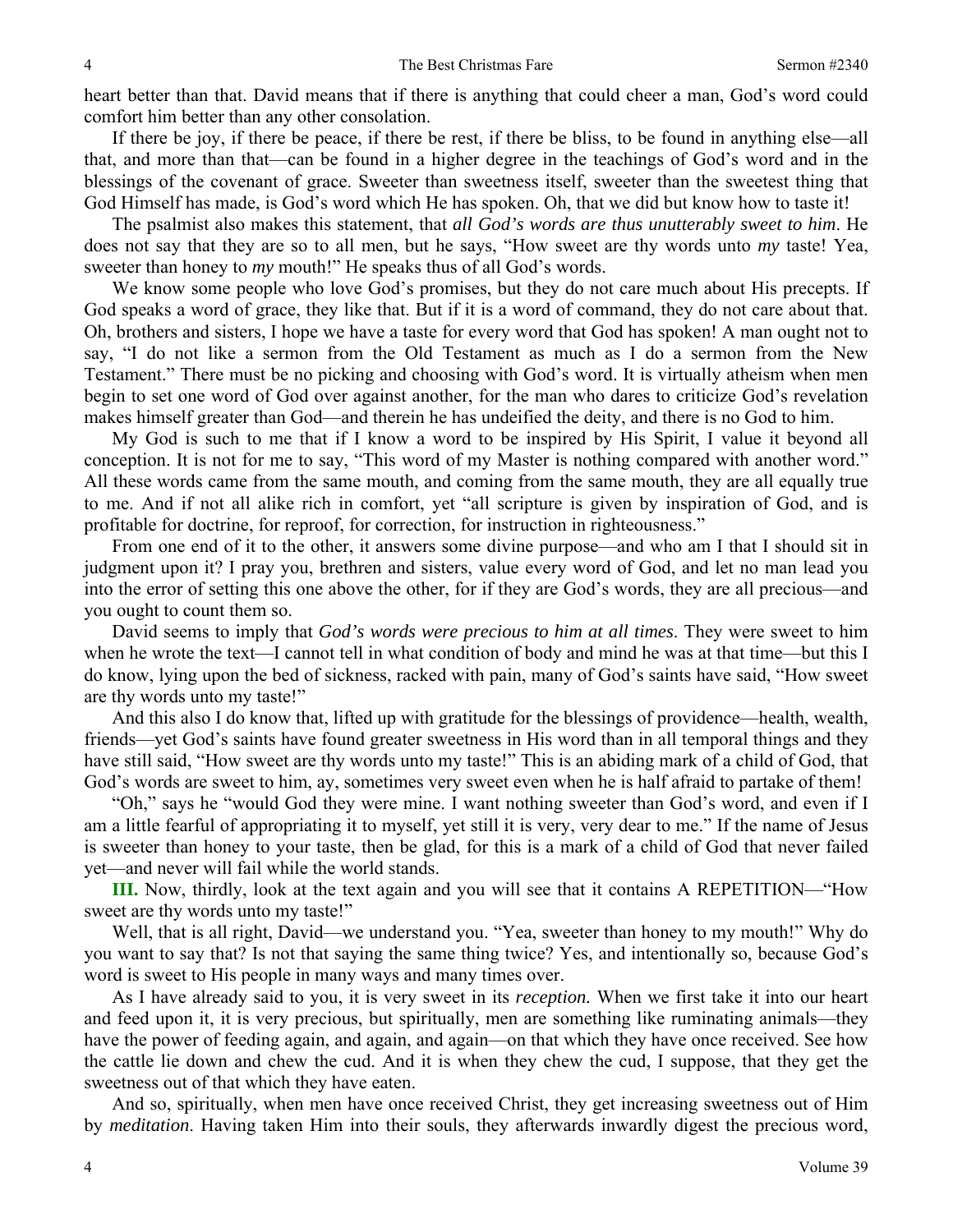heart better than that. David means that if there is anything that could cheer a man, God's word could comfort him better than any other consolation.

If there be joy, if there be peace, if there be rest, if there be bliss, to be found in anything else—all that, and more than that—can be found in a higher degree in the teachings of God's word and in the blessings of the covenant of grace. Sweeter than sweetness itself, sweeter than the sweetest thing that God Himself has made, is God's word which He has spoken. Oh, that we did but know how to taste it!

The psalmist also makes this statement, that *all God's words are thus unutterably sweet to him*. He does not say that they are so to all men, but he says, "How sweet are thy words unto *my* taste! Yea, sweeter than honey to *my* mouth!" He speaks thus of all God's words.

We know some people who love God's promises, but they do not care much about His precepts. If God speaks a word of grace, they like that. But if it is a word of command, they do not care about that. Oh, brothers and sisters, I hope we have a taste for every word that God has spoken! A man ought not to say, "I do not like a sermon from the Old Testament as much as I do a sermon from the New Testament." There must be no picking and choosing with God's word. It is virtually atheism when men begin to set one word of God over against another, for the man who dares to criticize God's revelation makes himself greater than God—and therein he has undeified the deity, and there is no God to him.

My God is such to me that if I know a word to be inspired by His Spirit, I value it beyond all conception. It is not for me to say, "This word of my Master is nothing compared with another word." All these words came from the same mouth, and coming from the same mouth, they are all equally true to me. And if not all alike rich in comfort, yet "all scripture is given by inspiration of God, and is profitable for doctrine, for reproof, for correction, for instruction in righteousness."

From one end of it to the other, it answers some divine purpose—and who am I that I should sit in judgment upon it? I pray you, brethren and sisters, value every word of God, and let no man lead you into the error of setting this one above the other, for if they are God's words, they are all precious—and you ought to count them so.

David seems to imply that *God's words were precious to him at all times*. They were sweet to him when he wrote the text—I cannot tell in what condition of body and mind he was at that time—but this I do know, lying upon the bed of sickness, racked with pain, many of God's saints have said, "How sweet are thy words unto my taste!"

And this also I do know that, lifted up with gratitude for the blessings of providence—health, wealth, friends—yet God's saints have found greater sweetness in His word than in all temporal things and they have still said, "How sweet are thy words unto my taste!" This is an abiding mark of a child of God, that God's words are sweet to him, ay, sometimes very sweet even when he is half afraid to partake of them!

"Oh," says he "would God they were mine. I want nothing sweeter than God's word, and even if I am a little fearful of appropriating it to myself, yet still it is very, very dear to me." If the name of Jesus is sweeter than honey to your taste, then be glad, for this is a mark of a child of God that never failed yet—and never will fail while the world stands.

**III.** Now, thirdly, look at the text again and you will see that it contains A REPETITION—"How sweet are thy words unto my taste!"

Well, that is all right, David—we understand you. "Yea, sweeter than honey to my mouth!" Why do you want to say that? Is not that saying the same thing twice? Yes, and intentionally so, because God's word is sweet to His people in many ways and many times over.

As I have already said to you, it is very sweet in its *reception.* When we first take it into our heart and feed upon it, it is very precious, but spiritually, men are something like ruminating animals—they have the power of feeding again, and again, and again—on that which they have once received. See how the cattle lie down and chew the cud. And it is when they chew the cud, I suppose, that they get the sweetness out of that which they have eaten.

And so, spiritually, when men have once received Christ, they get increasing sweetness out of Him by *meditation*. Having taken Him into their souls, they afterwards inwardly digest the precious word,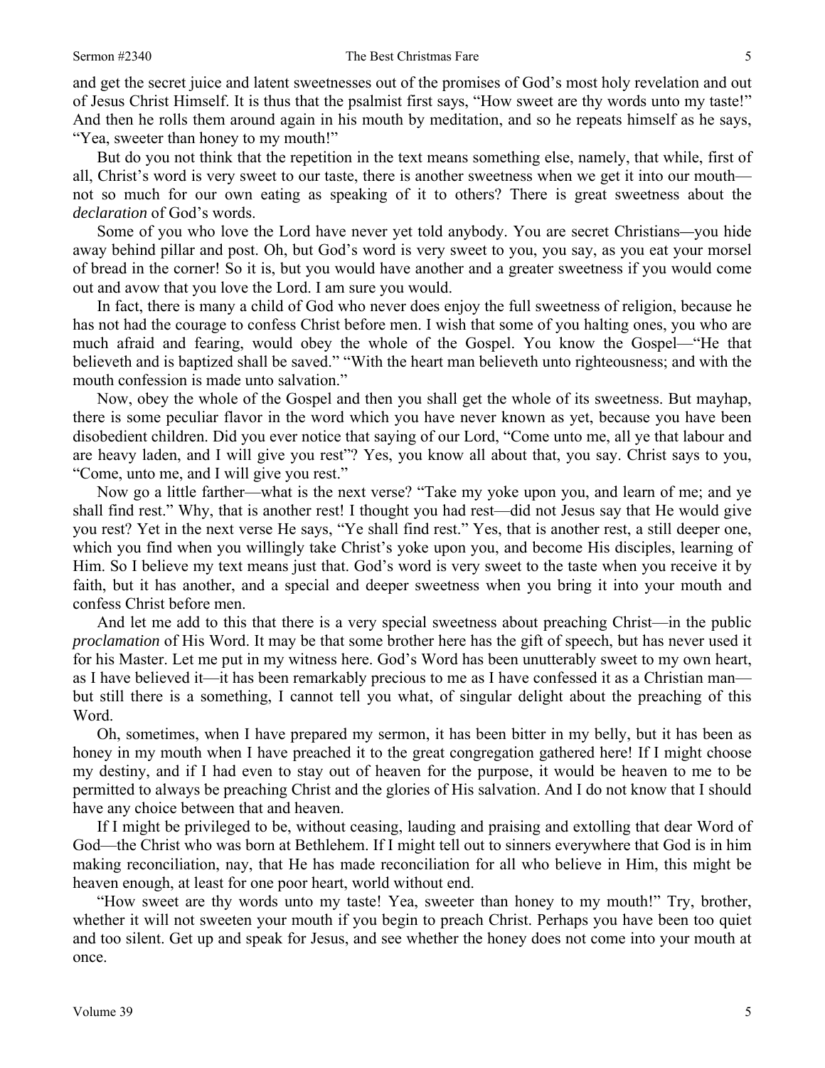and get the secret juice and latent sweetnesses out of the promises of God's most holy revelation and out of Jesus Christ Himself. It is thus that the psalmist first says, "How sweet are thy words unto my taste!" And then he rolls them around again in his mouth by meditation, and so he repeats himself as he says, "Yea, sweeter than honey to my mouth!"

But do you not think that the repetition in the text means something else, namely, that while, first of all, Christ's word is very sweet to our taste, there is another sweetness when we get it into our mouth—not so much for our own eating as speaking of it to others? There is great sweetness about the *declaration* of God's words.

Some of you who love the Lord have never yet told anybody. You are secret Christians—you hide away behind pillar and post. Oh, but God's word is very sweet to you, you say, as you eat your morsel of bread in the corner! So it is, but you would have another and a greater sweetness if you would come out and avow that you love the Lord. I am sure you would.

In fact, there is many a child of God who never does enjoy the full sweetness of religion, because he has not had the courage to confess Christ before men. I wish that some of you halting ones, you who are much afraid and fearing, would obey the whole of the Gospel. You know the Gospel—"He that believeth and is baptized shall be saved." "With the heart man believeth unto righteousness; and with the mouth confession is made unto salvation."

Now, obey the whole of the Gospel and then you shall get the whole of its sweetness. But mayhap, there is some peculiar flavor in the word which you have never known as yet, because you have been disobedient children. Did you ever notice that saying of our Lord, "Come unto me, all ye that labour and are heavy laden, and I will give you rest"? Yes, you know all about that, you say. Christ says to you, "Come, unto me, and I will give you rest."

Now go a little farther—what is the next verse? "Take my yoke upon you, and learn of me; and ye shall find rest." Why, that is another rest! I thought you had rest—did not Jesus say that He would give you rest? Yet in the next verse He says, "Ye shall find rest." Yes, that is another rest, a still deeper one, which you find when you willingly take Christ's yoke upon you, and become His disciples, learning of Him. So I believe my text means just that. God's word is very sweet to the taste when you receive it by faith, but it has another, and a special and deeper sweetness when you bring it into your mouth and confess Christ before men.

And let me add to this that there is a very special sweetness about preaching Christ—in the public *proclamation* of His Word. It may be that some brother here has the gift of speech, but has never used it for his Master. Let me put in my witness here. God's Word has been unutterably sweet to my own heart, as I have believed it—it has been remarkably precious to me as I have confessed it as a Christian man—but still there is a something, I cannot tell you what, of singular delight about the preaching of this Word.

Oh, sometimes, when I have prepared my sermon, it has been bitter in my belly, but it has been as honey in my mouth when I have preached it to the great congregation gathered here! If I might choose my destiny, and if I had even to stay out of heaven for the purpose, it would be heaven to me to be permitted to always be preaching Christ and the glories of His salvation. And I do not know that I should have any choice between that and heaven.

If I might be privileged to be, without ceasing, lauding and praising and extolling that dear Word of God—the Christ who was born at Bethlehem. If I might tell out to sinners everywhere that God is in him making reconciliation, nay, that He has made reconciliation for all who believe in Him, this might be heaven enough, at least for one poor heart, world without end.

"How sweet are thy words unto my taste! Yea, sweeter than honey to my mouth!" Try, brother, whether it will not sweeten your mouth if you begin to preach Christ. Perhaps you have been too quiet and too silent. Get up and speak for Jesus, and see whether the honey does not come into your mouth at once.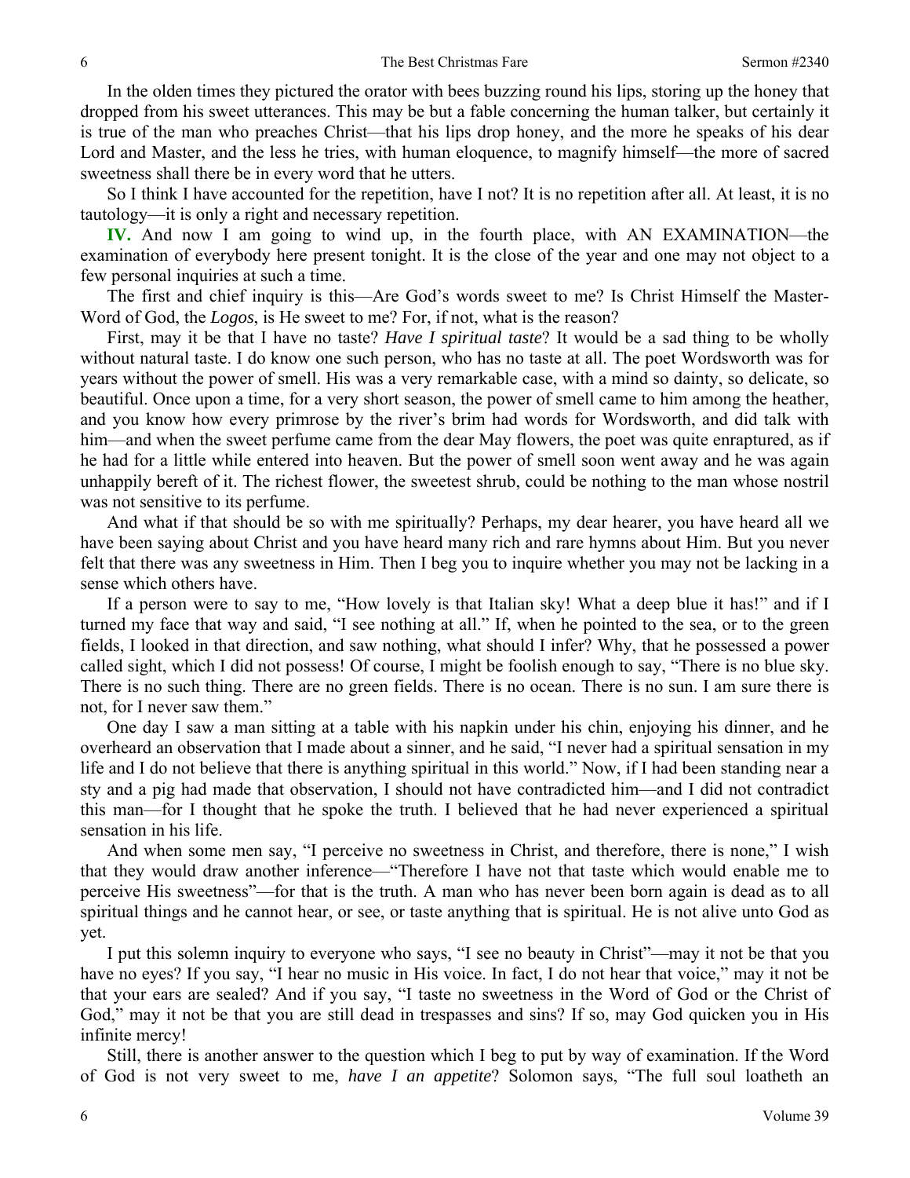In the olden times they pictured the orator with bees buzzing round his lips, storing up the honey that dropped from his sweet utterances. This may be but a fable concerning the human talker, but certainly it is true of the man who preaches Christ—that his lips drop honey, and the more he speaks of his dear Lord and Master, and the less he tries, with human eloquence, to magnify himself—the more of sacred sweetness shall there be in every word that he utters.

So I think I have accounted for the repetition, have I not? It is no repetition after all. At least, it is no tautology—it is only a right and necessary repetition.

**IV.** And now I am going to wind up, in the fourth place, with AN EXAMINATION—the examination of everybody here present tonight. It is the close of the year and one may not object to a few personal inquiries at such a time.

The first and chief inquiry is this—Are God's words sweet to me? Is Christ Himself the Master-Word of God, the *Logos*, is He sweet to me? For, if not, what is the reason?

First, may it be that I have no taste? *Have I spiritual taste*? It would be a sad thing to be wholly without natural taste. I do know one such person, who has no taste at all. The poet Wordsworth was for years without the power of smell. His was a very remarkable case, with a mind so dainty, so delicate, so beautiful. Once upon a time, for a very short season, the power of smell came to him among the heather, and you know how every primrose by the river's brim had words for Wordsworth, and did talk with him—and when the sweet perfume came from the dear May flowers, the poet was quite enraptured, as if he had for a little while entered into heaven. But the power of smell soon went away and he was again unhappily bereft of it. The richest flower, the sweetest shrub, could be nothing to the man whose nostril was not sensitive to its perfume.

And what if that should be so with me spiritually? Perhaps, my dear hearer, you have heard all we have been saying about Christ and you have heard many rich and rare hymns about Him. But you never felt that there was any sweetness in Him. Then I beg you to inquire whether you may not be lacking in a sense which others have.

If a person were to say to me, "How lovely is that Italian sky! What a deep blue it has!" and if I turned my face that way and said, "I see nothing at all." If, when he pointed to the sea, or to the green fields, I looked in that direction, and saw nothing, what should I infer? Why, that he possessed a power called sight, which I did not possess! Of course, I might be foolish enough to say, "There is no blue sky. There is no such thing. There are no green fields. There is no ocean. There is no sun. I am sure there is not, for I never saw them."

One day I saw a man sitting at a table with his napkin under his chin, enjoying his dinner, and he overheard an observation that I made about a sinner, and he said, "I never had a spiritual sensation in my life and I do not believe that there is anything spiritual in this world." Now, if I had been standing near a sty and a pig had made that observation, I should not have contradicted him—and I did not contradict this man—for I thought that he spoke the truth. I believed that he had never experienced a spiritual sensation in his life.

And when some men say, "I perceive no sweetness in Christ, and therefore, there is none," I wish that they would draw another inference—"Therefore I have not that taste which would enable me to perceive His sweetness"—for that is the truth. A man who has never been born again is dead as to all spiritual things and he cannot hear, or see, or taste anything that is spiritual. He is not alive unto God as yet.

I put this solemn inquiry to everyone who says, "I see no beauty in Christ"—may it not be that you have no eyes? If you say, "I hear no music in His voice. In fact, I do not hear that voice," may it not be that your ears are sealed? And if you say, "I taste no sweetness in the Word of God or the Christ of God," may it not be that you are still dead in trespasses and sins? If so, may God quicken you in His infinite mercy!

Still, there is another answer to the question which I beg to put by way of examination. If the Word of God is not very sweet to me, *have I an appetite*? Solomon says, "The full soul loatheth an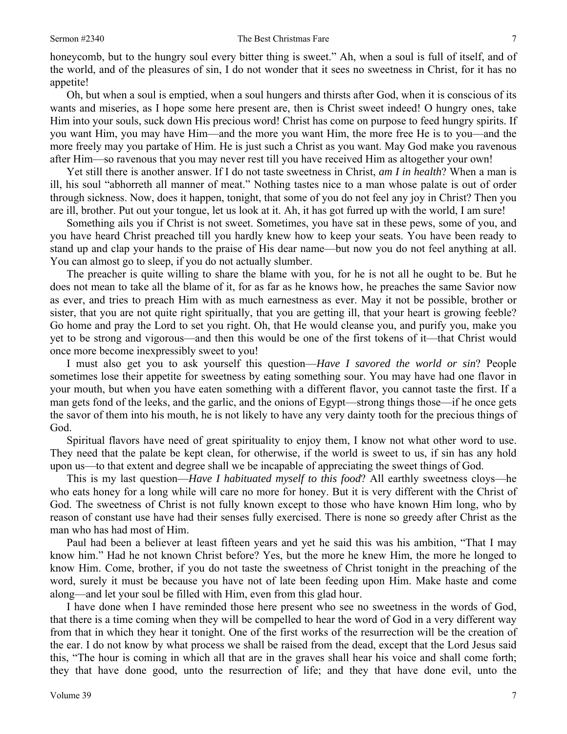honeycomb, but to the hungry soul every bitter thing is sweet." Ah, when a soul is full of itself, and of the world, and of the pleasures of sin, I do not wonder that it sees no sweetness in Christ, for it has no appetite!

Oh, but when a soul is emptied, when a soul hungers and thirsts after God, when it is conscious of its wants and miseries, as I hope some here present are, then is Christ sweet indeed! O hungry ones, take Him into your souls, suck down His precious word! Christ has come on purpose to feed hungry spirits. If you want Him, you may have Him—and the more you want Him, the more free He is to you—and the more freely may you partake of Him. He is just such a Christ as you want. May God make you ravenous after Him—so ravenous that you may never rest till you have received Him as altogether your own!

Yet still there is another answer. If I do not taste sweetness in Christ, *am I in health*? When a man is ill, his soul "abhorreth all manner of meat." Nothing tastes nice to a man whose palate is out of order through sickness. Now, does it happen, tonight, that some of you do not feel any joy in Christ? Then you are ill, brother. Put out your tongue, let us look at it. Ah, it has got furred up with the world, I am sure!

Something ails you if Christ is not sweet. Sometimes, you have sat in these pews, some of you, and you have heard Christ preached till you hardly knew how to keep your seats. You have been ready to stand up and clap your hands to the praise of His dear name—but now you do not feel anything at all. You can almost go to sleep, if you do not actually slumber.

The preacher is quite willing to share the blame with you, for he is not all he ought to be. But he does not mean to take all the blame of it, for as far as he knows how, he preaches the same Savior now as ever, and tries to preach Him with as much earnestness as ever. May it not be possible, brother or sister, that you are not quite right spiritually, that you are getting ill, that your heart is growing feeble? Go home and pray the Lord to set you right. Oh, that He would cleanse you, and purify you, make you yet to be strong and vigorous—and then this would be one of the first tokens of it—that Christ would once more become inexpressibly sweet to you!

I must also get you to ask yourself this question—*Have I savored the world or sin*? People sometimes lose their appetite for sweetness by eating something sour. You may have had one flavor in your mouth, but when you have eaten something with a different flavor, you cannot taste the first. If a man gets fond of the leeks, and the garlic, and the onions of Egypt—strong things those—if he once gets the savor of them into his mouth, he is not likely to have any very dainty tooth for the precious things of God.

Spiritual flavors have need of great spirituality to enjoy them, I know not what other word to use. They need that the palate be kept clean, for otherwise, if the world is sweet to us, if sin has any hold upon us—to that extent and degree shall we be incapable of appreciating the sweet things of God.

This is my last question—*Have I habituated myself to this food*? All earthly sweetness cloys—he who eats honey for a long while will care no more for honey. But it is very different with the Christ of God. The sweetness of Christ is not fully known except to those who have known Him long, who by reason of constant use have had their senses fully exercised. There is none so greedy after Christ as the man who has had most of Him.

Paul had been a believer at least fifteen years and yet he said this was his ambition, "That I may know him." Had he not known Christ before? Yes, but the more he knew Him, the more he longed to know Him. Come, brother, if you do not taste the sweetness of Christ tonight in the preaching of the word, surely it must be because you have not of late been feeding upon Him. Make haste and come along—and let your soul be filled with Him, even from this glad hour.

I have done when I have reminded those here present who see no sweetness in the words of God, that there is a time coming when they will be compelled to hear the word of God in a very different way from that in which they hear it tonight. One of the first works of the resurrection will be the creation of the ear. I do not know by what process we shall be raised from the dead, except that the Lord Jesus said this, "The hour is coming in which all that are in the graves shall hear his voice and shall come forth; they that have done good, unto the resurrection of life; and they that have done evil, unto the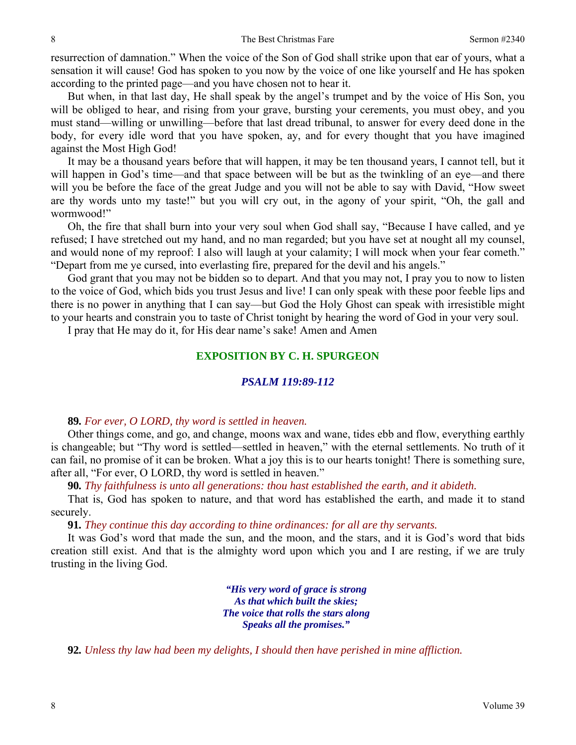resurrection of damnation." When the voice of the Son of God shall strike upon that ear of yours, what a sensation it will cause! God has spoken to you now by the voice of one like yourself and He has spoken according to the printed page—and you have chosen not to hear it.

But when, in that last day, He shall speak by the angel's trumpet and by the voice of His Son, you will be obliged to hear, and rising from your grave, bursting your cerements, you must obey, and you must stand—willing or unwilling—before that last dread tribunal, to answer for every deed done in the body, for every idle word that you have spoken, ay, and for every thought that you have imagined against the Most High God!

It may be a thousand years before that will happen, it may be ten thousand years, I cannot tell, but it will happen in God's time—and that space between will be but as the twinkling of an eye—and there will you be before the face of the great Judge and you will not be able to say with David, "How sweet are thy words unto my taste!" but you will cry out, in the agony of your spirit, "Oh, the gall and wormwood!"

Oh, the fire that shall burn into your very soul when God shall say, "Because I have called, and ye refused; I have stretched out my hand, and no man regarded; but you have set at nought all my counsel, and would none of my reproof: I also will laugh at your calamity; I will mock when your fear cometh." "Depart from me ye cursed, into everlasting fire, prepared for the devil and his angels."

God grant that you may not be bidden so to depart. And that you may not, I pray you to now to listen to the voice of God, which bids you trust Jesus and live! I can only speak with these poor feeble lips and there is no power in anything that I can say—but God the Holy Ghost can speak with irresistible might to your hearts and constrain you to taste of Christ tonight by hearing the word of God in your very soul.

I pray that He may do it, for His dear name's sake! Amen and Amen

## EXPOSITION BY C. H. SPURGEON

### *PSALM 119:89-112*

**89.** *For ever, O LORD, thy word is settled in heaven.*

Other things come, and go, and change, moons wax and wane, tides ebb and flow, everything earthly is changeable; but "Thy word is settled—settled in heaven," with the eternal settlements. No truth of it can fail, no promise of it can be broken. What a joy this is to our hearts tonight! There is something sure, after all, "For ever, O LORD, thy word is settled in heaven."

**90.** *Thy faithfulness is unto all generations: thou hast established the earth, and it abideth.*

That is, God has spoken to nature, and that word has established the earth, and made it to stand securely.

**91.** *They continue this day according to thine ordinances: for all are thy servants.*

It was God's word that made the sun, and the moon, and the stars, and it is God's word that bids creation still exist. And that is the almighty word upon which you and I are resting, if we are truly trusting in the living God.

> ***"His very word of grace is strong***
> ***As that which built the skies;***
> ***The voice that rolls the stars along***
> ***Speaks all the promises."***

**92.** *Unless thy law had been my delights, I should then have perished in mine affliction.*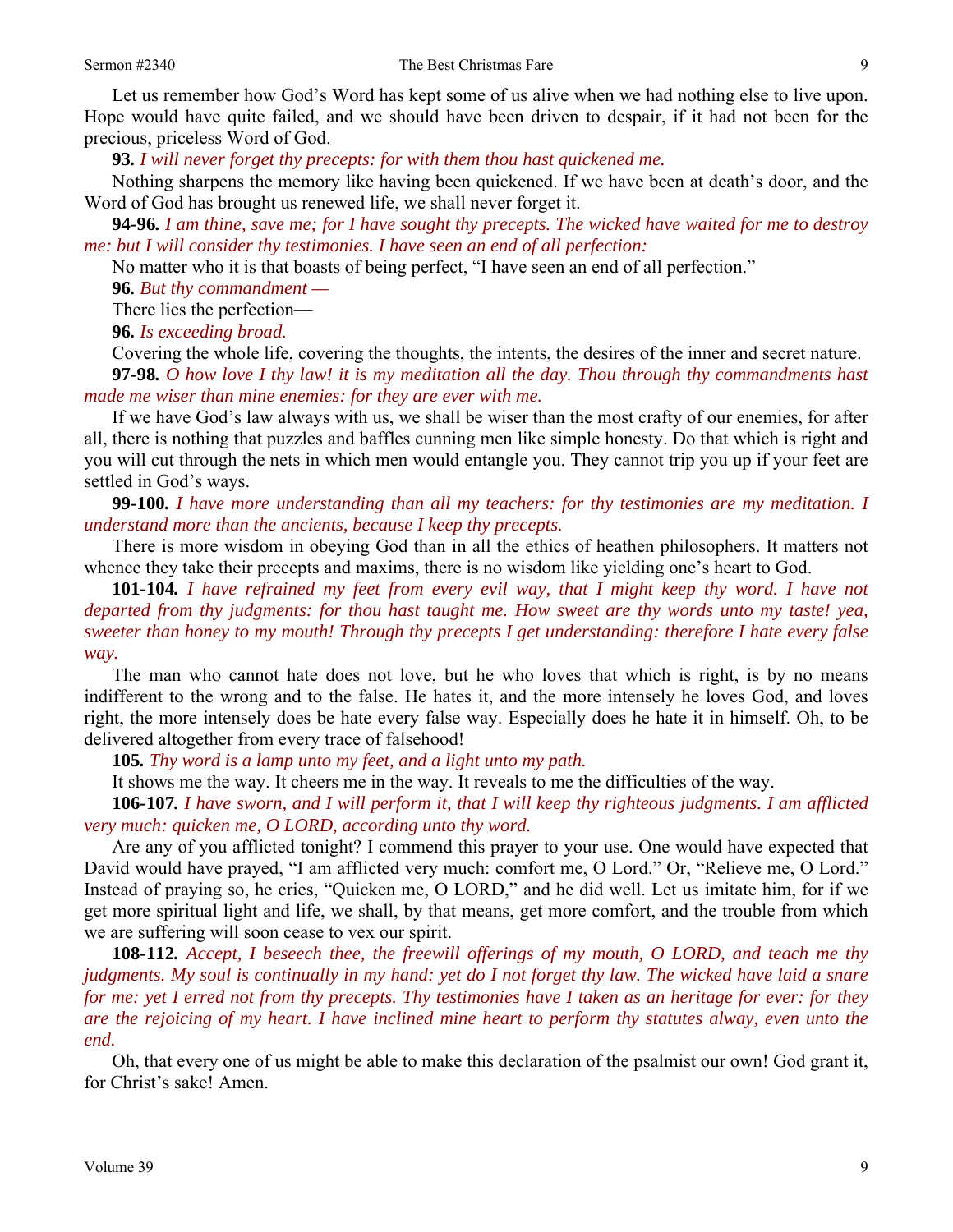Let us remember how God's Word has kept some of us alive when we had nothing else to live upon. Hope would have quite failed, and we should have been driven to despair, if it had not been for the precious, priceless Word of God.

**93.** *I will never forget thy precepts: for with them thou hast quickened me.*

Nothing sharpens the memory like having been quickened. If we have been at death's door, and the Word of God has brought us renewed life, we shall never forget it.

**94-96.** *I am thine, save me; for I have sought thy precepts. The wicked have waited for me to destroy me: but I will consider thy testimonies. I have seen an end of all perfection:*

No matter who it is that boasts of being perfect, "I have seen an end of all perfection."

**96.** *But thy commandment —*

There lies the perfection—

**96.** *Is exceeding broad.*

Covering the whole life, covering the thoughts, the intents, the desires of the inner and secret nature.

**97-98.** *O how love I thy law! it is my meditation all the day. Thou through thy commandments hast made me wiser than mine enemies: for they are ever with me.*

If we have God's law always with us, we shall be wiser than the most crafty of our enemies, for after all, there is nothing that puzzles and baffles cunning men like simple honesty. Do that which is right and you will cut through the nets in which men would entangle you. They cannot trip you up if your feet are settled in God's ways.

**99-100.** *I have more understanding than all my teachers: for thy testimonies are my meditation. I understand more than the ancients, because I keep thy precepts.*

There is more wisdom in obeying God than in all the ethics of heathen philosophers. It matters not whence they take their precepts and maxims, there is no wisdom like yielding one's heart to God.

**101-104.** *I have refrained my feet from every evil way, that I might keep thy word. I have not departed from thy judgments: for thou hast taught me. How sweet are thy words unto my taste! yea, sweeter than honey to my mouth! Through thy precepts I get understanding: therefore I hate every false way.*

The man who cannot hate does not love, but he who loves that which is right, is by no means indifferent to the wrong and to the false. He hates it, and the more intensely he loves God, and loves right, the more intensely does he hate every false way. Especially does he hate it in himself. Oh, to be delivered altogether from every trace of falsehood!

**105.** *Thy word is a lamp unto my feet, and a light unto my path.*

It shows me the way. It cheers me in the way. It reveals to me the difficulties of the way.

**106-107.** *I have sworn, and I will perform it, that I will keep thy righteous judgments. I am afflicted very much: quicken me, O LORD, according unto thy word.*

Are any of you afflicted tonight? I commend this prayer to your use. One would have expected that David would have prayed, "I am afflicted very much: comfort me, O Lord." Or, "Relieve me, O Lord." Instead of praying so, he cries, "Quicken me, O LORD," and he did well. Let us imitate him, for if we get more spiritual light and life, we shall, by that means, get more comfort, and the trouble from which we are suffering will soon cease to vex our spirit.

**108-112.** *Accept, I beseech thee, the freewill offerings of my mouth, O LORD, and teach me thy judgments. My soul is continually in my hand: yet do I not forget thy law. The wicked have laid a snare for me: yet I erred not from thy precepts. Thy testimonies have I taken as an heritage for ever: for they are the rejoicing of my heart. I have inclined mine heart to perform thy statutes alway, even unto the end.*

Oh, that every one of us might be able to make this declaration of the psalmist our own! God grant it, for Christ's sake! Amen.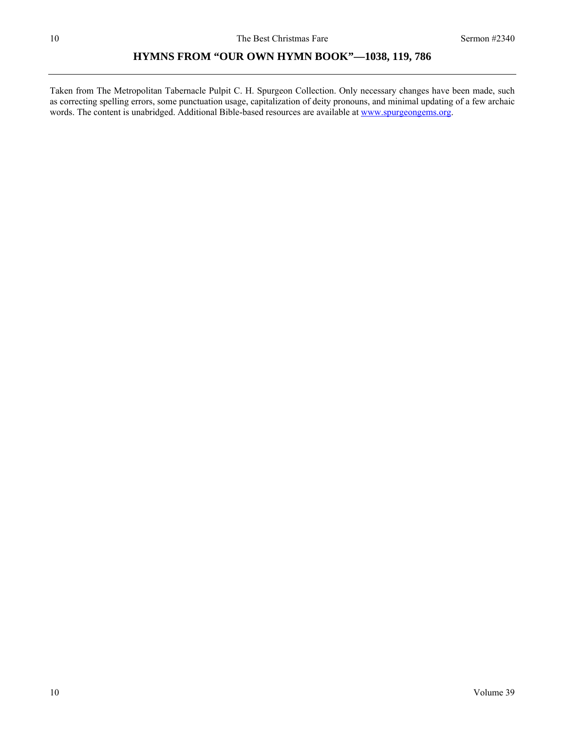## HYMNS FROM "OUR OWN HYMN BOOK"—1038, 119, 786

---

Taken from The Metropolitan Tabernacle Pulpit C. H. Spurgeon Collection. Only necessary changes have been made, such as correcting spelling errors, some punctuation usage, capitalization of deity pronouns, and minimal updating of a few archaic words. The content is unabridged. Additional Bible-based resources are available at [www.spurgeongems.org](http://www.spurgeongems.org).